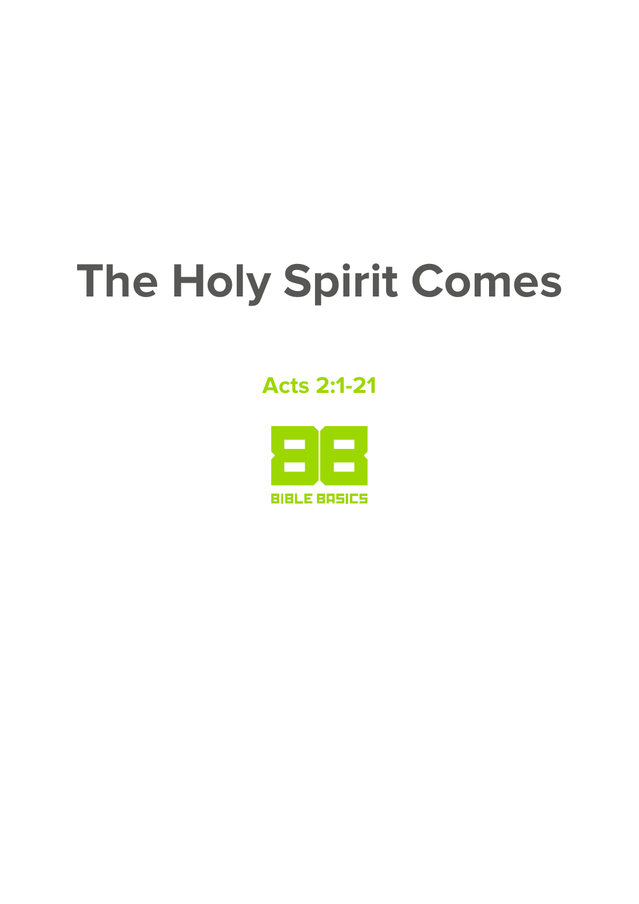# The Holy Spirit Comes

**Acts 2:1-21**

BIBLE BASICS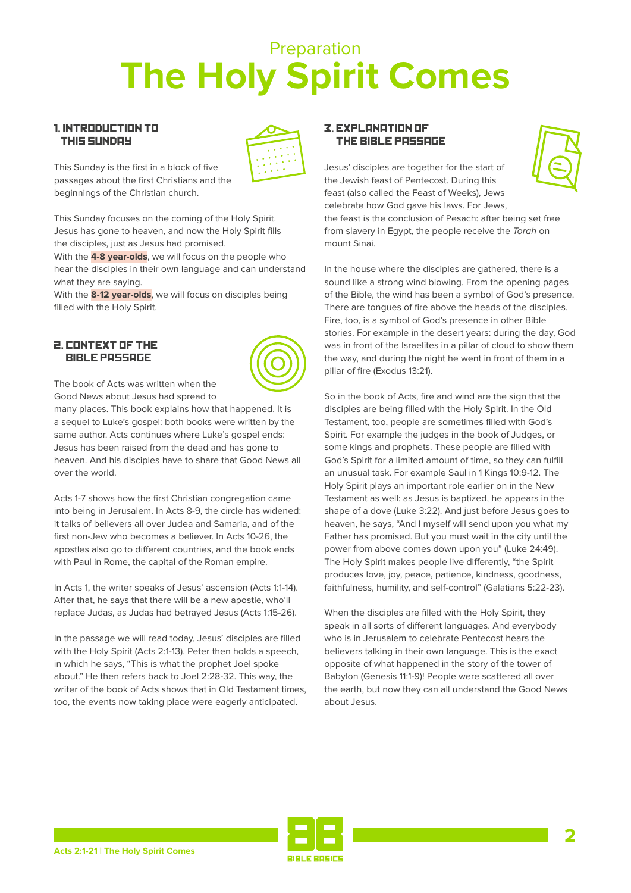Preparation

# The Holy Spirit Comes

## 1. Introduction to this Sunday

This Sunday is the first in a block of five passages about the first Christians and the beginnings of the Christian church.

This Sunday focuses on the coming of the Holy Spirit. Jesus has gone to heaven, and now the Holy Spirit fills the disciples, just as Jesus had promised.
With the **4-8 year-olds**, we will focus on the people who hear the disciples in their own language and can understand what they are saying.
With the **8-12 year-olds**, we will focus on disciples being filled with the Holy Spirit.

## 2. Context of the Bible passage

The book of Acts was written when the Good News about Jesus had spread to many places. This book explains how that happened. It is a sequel to Luke's gospel: both books were written by the same author. Acts continues where Luke's gospel ends: Jesus has been raised from the dead and has gone to heaven. And his disciples have to share that Good News all over the world.

Acts 1-7 shows how the first Christian congregation came into being in Jerusalem. In Acts 8-9, the circle has widened: it talks of believers all over Judea and Samaria, and of the first non-Jew who becomes a believer. In Acts 10-26, the apostles also go to different countries, and the book ends with Paul in Rome, the capital of the Roman empire.

In Acts 1, the writer speaks of Jesus' ascension (Acts 1:1-14). After that, he says that there will be a new apostle, who'll replace Judas, as Judas had betrayed Jesus (Acts 1:15-26).

In the passage we will read today, Jesus' disciples are filled with the Holy Spirit (Acts 2:1-13). Peter then holds a speech, in which he says, "This is what the prophet Joel spoke about." He then refers back to Joel 2:28-32. This way, the writer of the book of Acts shows that in Old Testament times, too, the events now taking place were eagerly anticipated.

## 3. Explanation of the Bible passage

Jesus' disciples are together for the start of the Jewish feast of Pentecost. During this feast (also called the Feast of Weeks), Jews celebrate how God gave his laws. For Jews, the feast is the conclusion of Pesach: after being set free from slavery in Egypt, the people receive the *Torah* on mount Sinai.

In the house where the disciples are gathered, there is a sound like a strong wind blowing. From the opening pages of the Bible, the wind has been a symbol of God's presence. There are tongues of fire above the heads of the disciples. Fire, too, is a symbol of God's presence in other Bible stories. For example in the desert years: during the day, God was in front of the Israelites in a pillar of cloud to show them the way, and during the night he went in front of them in a pillar of fire (Exodus 13:21).

So in the book of Acts, fire and wind are the sign that the disciples are being filled with the Holy Spirit. In the Old Testament, too, people are sometimes filled with God's Spirit. For example the judges in the book of Judges, or some kings and prophets. These people are filled with God's Spirit for a limited amount of time, so they can fulfill an unusual task. For example Saul in 1 Kings 10:9-12. The Holy Spirit plays an important role earlier on in the New Testament as well: as Jesus is baptized, he appears in the shape of a dove (Luke 3:22). And just before Jesus goes to heaven, he says, "And I myself will send upon you what my Father has promised. But you must wait in the city until the power from above comes down upon you" (Luke 24:49). The Holy Spirit makes people live differently, "the Spirit produces love, joy, peace, patience, kindness, goodness, faithfulness, humility, and self-control" (Galatians 5:22-23).

When the disciples are filled with the Holy Spirit, they speak in all sorts of different languages. And everybody who is in Jerusalem to celebrate Pentecost hears the believers talking in their own language. This is the exact opposite of what happened in the story of the tower of Babylon (Genesis 11:1-9)! People were scattered all over the earth, but now they can all understand the Good News about Jesus.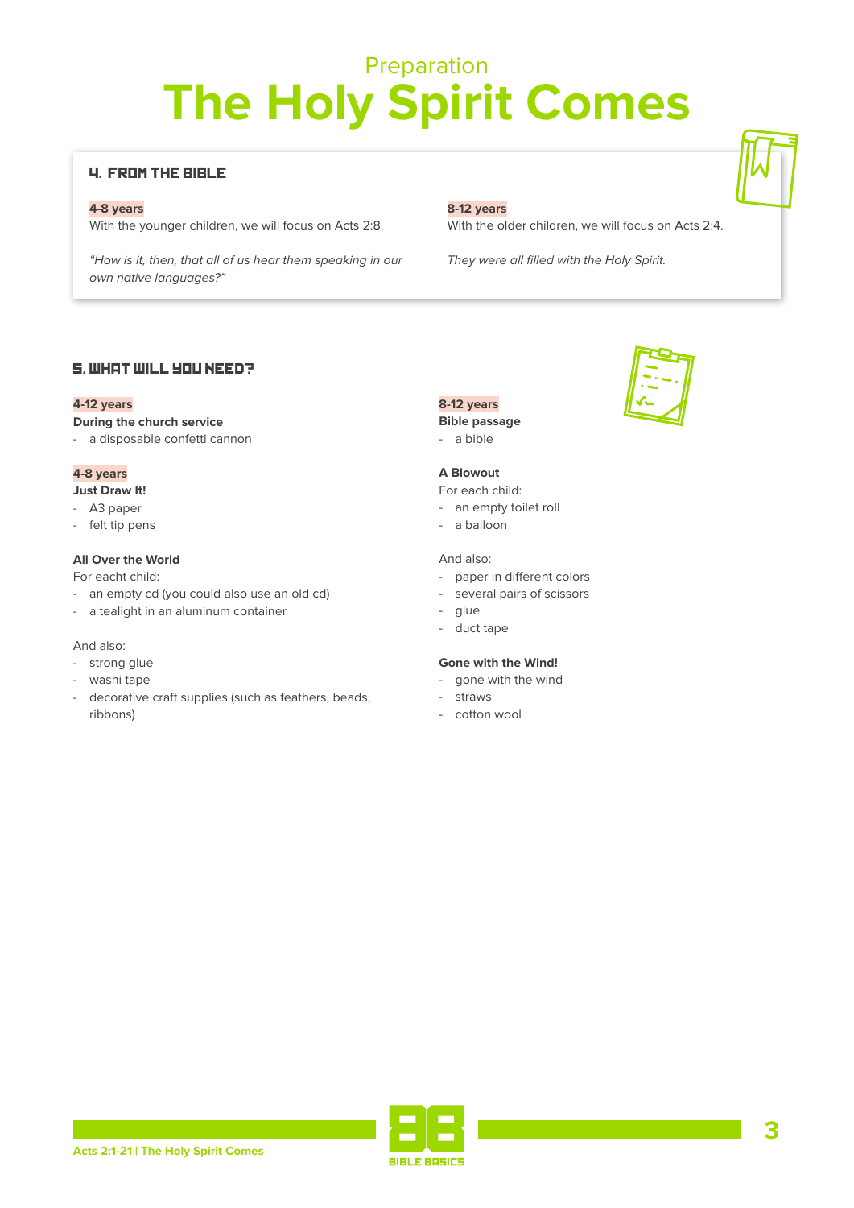Preparation

# The Holy Spirit Comes

## 4. FROM THE BIBLE

**4-8 years**

With the younger children, we will focus on Acts 2:8.

*"How is it, then, that all of us hear them speaking in our own native languages?"*

**8-12 years**

With the older children, we will focus on Acts 2:4.

*They were all filled with the Holy Spirit.*

## 5. WHAT WILL YOU NEED?

**4-12 years**

**During the church service**

- a disposable confetti cannon

**4-8 years**

**Just Draw It!**

- A3 paper
- felt tip pens

**All Over the World**

For eacht child:

- an empty cd (you could also use an old cd)
- a tealight in an aluminum container

And also:

- strong glue
- washi tape
- decorative craft supplies (such as feathers, beads, ribbons)

**8-12 years**

**Bible passage**

- a bible

**A Blowout**

For each child:

- an empty toilet roll
- a balloon

And also:

- paper in different colors
- several pairs of scissors
- glue
- duct tape

**Gone with the Wind!**

- gone with the wind
- straws
- cotton wool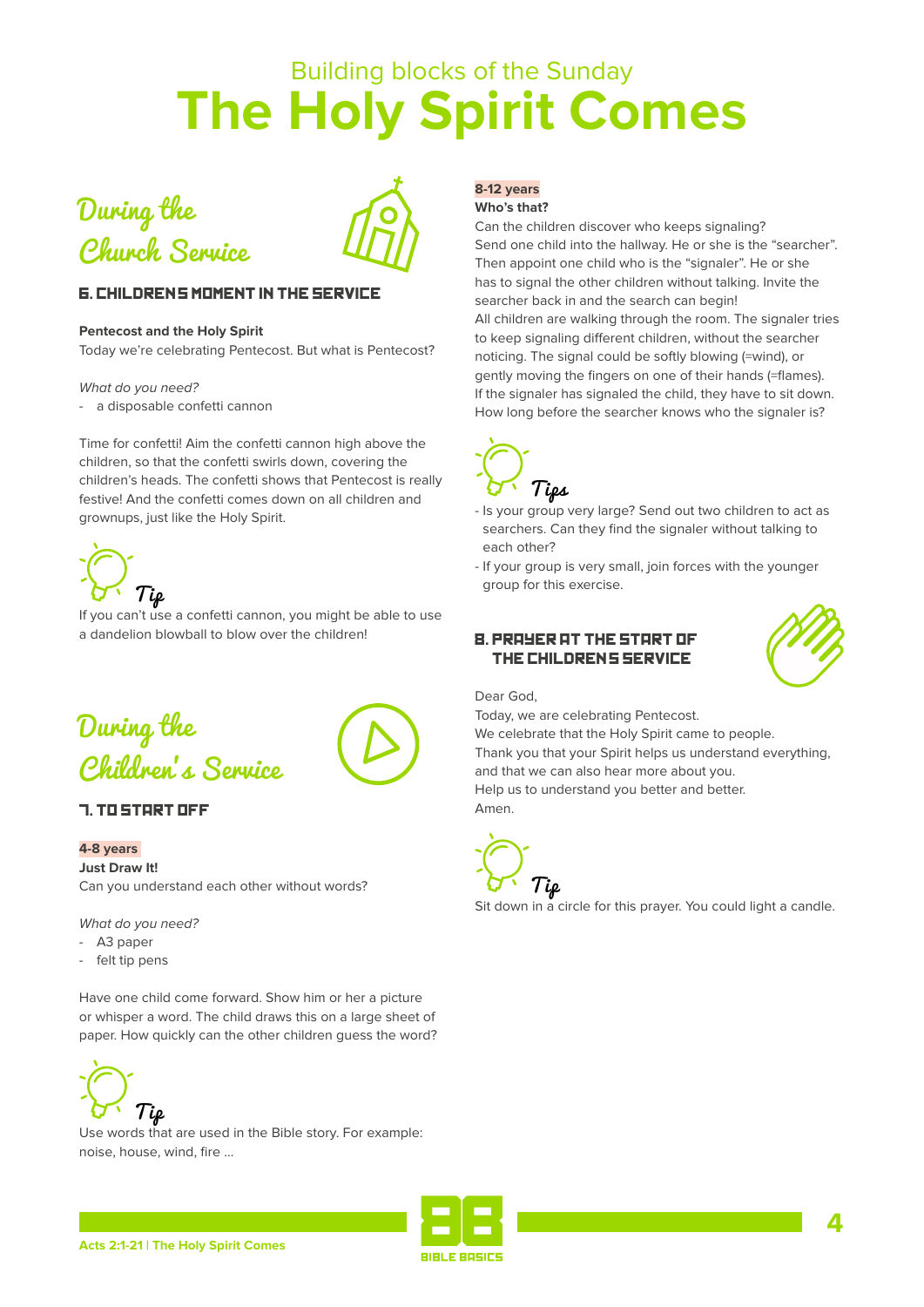Building blocks of the Sunday

# The Holy Spirit Comes

## During the Church Service

### 6. CHILDRENS MOMENT IN THE SERVICE

**Pentecost and the Holy Spirit**

Today we're celebrating Pentecost. But what is Pentecost?

*What do you need?*

- a disposable confetti cannon

Time for confetti! Aim the confetti cannon high above the children, so that the confetti swirls down, covering the children's heads. The confetti shows that Pentecost is really festive! And the confetti comes down on all children and grownups, just like the Holy Spirit.

**Tip**

If you can't use a confetti cannon, you might be able to use a dandelion blowball to blow over the children!

## During the Children's Service

### 7. TO START OFF

**4-8 years**

**Just Draw It!**

Can you understand each other without words?

*What do you need?*

- A3 paper
- felt tip pens

Have one child come forward. Show him or her a picture or whisper a word. The child draws this on a large sheet of paper. How quickly can the other children guess the word?

**Tip**

Use words that are used in the Bible story. For example: noise, house, wind, fire ...

**8-12 years**

**Who's that?**

Can the children discover who keeps signaling? Send one child into the hallway. He or she is the "searcher". Then appoint one child who is the "signaler". He or she has to signal the other children without talking. Invite the searcher back in and the search can begin!

All children are walking through the room. The signaler tries to keep signaling different children, without the searcher noticing. The signal could be softly blowing (=wind), or gently moving the fingers on one of their hands (=flames). If the signaler has signaled the child, they have to sit down. How long before the searcher knows who the signaler is?

**Tips**

- Is your group very large? Send out two children to act as searchers. Can they find the signaler without talking to each other?
- If your group is very small, join forces with the younger group for this exercise.

### 8. PRAYER AT THE START OF THE CHILDRENS SERVICE

Dear God,

Today, we are celebrating Pentecost.

We celebrate that the Holy Spirit came to people.

Thank you that your Spirit helps us understand everything, and that we can also hear more about you.

Help us to understand you better and better.

Amen.

**Tip**

Sit down in a circle for this prayer. You could light a candle.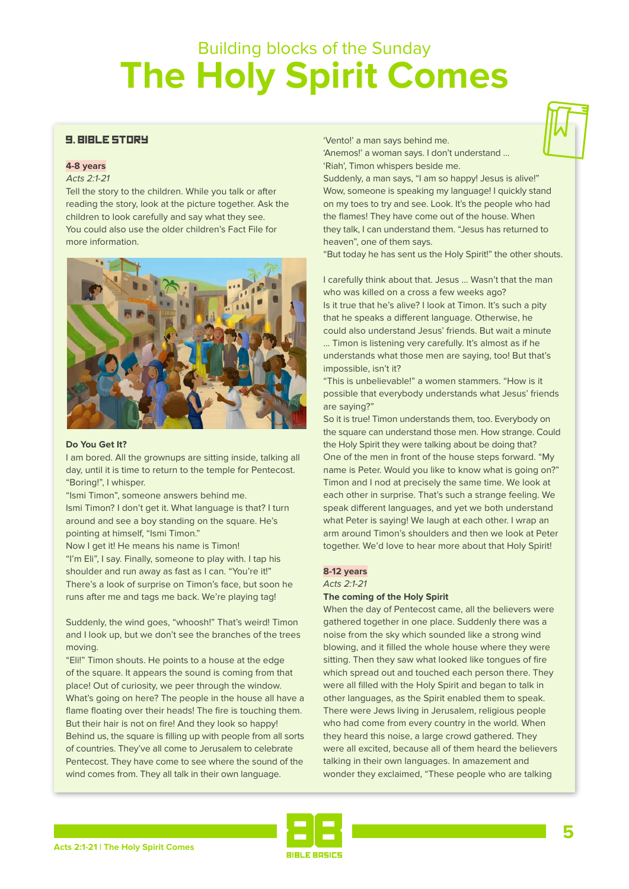Building blocks of the Sunday

# The Holy Spirit Comes

## 9. BIBLE STORY

**4-8 years**

*Acts 2:1-21*

Tell the story to the children. While you talk or after reading the story, look at the picture together. Ask the children to look carefully and say what they see. You could also use the older children's Fact File for more information.

**Do You Get It?**

I am bored. All the grownups are sitting inside, talking all day, until it is time to return to the temple for Pentecost. "Boring!", I whisper.

"Ismi Timon", someone answers behind me.

Ismi Timon? I don't get it. What language is that? I turn around and see a boy standing on the square. He's pointing at himself, "Ismi Timon."

Now I get it! He means his name is Timon!

"I'm Eli", I say. Finally, someone to play with. I tap his shoulder and run away as fast as I can. "You're it!" There's a look of surprise on Timon's face, but soon he runs after me and tags me back. We're playing tag!

Suddenly, the wind goes, "whoosh!" That's weird! Timon and I look up, but we don't see the branches of the trees moving.

"Eli!" Timon shouts. He points to a house at the edge of the square. It appears the sound is coming from that place! Out of curiosity, we peer through the window. What's going on here? The people in the house all have a flame floating over their heads! The fire is touching them. But their hair is not on fire! And they look so happy! Behind us, the square is filling up with people from all sorts of countries. They've all come to Jerusalem to celebrate Pentecost. They have come to see where the sound of the wind comes from. They all talk in their own language.

'Vento!' a man says behind me.

'Anemos!' a woman says. I don't understand ...

'Riah', Timon whispers beside me.

Suddenly, a man says, "I am so happy! Jesus is alive!" Wow, someone is speaking my language! I quickly stand on my toes to try and see. Look. It's the people who had the flames! They have come out of the house. When they talk, I can understand them. "Jesus has returned to heaven", one of them says.

"But today he has sent us the Holy Spirit!" the other shouts.

I carefully think about that. Jesus ... Wasn't that the man who was killed on a cross a few weeks ago?

Is it true that he's alive? I look at Timon. It's such a pity that he speaks a different language. Otherwise, he could also understand Jesus' friends. But wait a minute ... Timon is listening very carefully. It's almost as if he understands what those men are saying, too! But that's impossible, isn't it?

"This is unbelievable!" a women stammers. "How is it possible that everybody understands what Jesus' friends are saying?"

So it is true! Timon understands them, too. Everybody on the square can understand those men. How strange. Could the Holy Spirit they were talking about be doing that?

One of the men in front of the house steps forward. "My name is Peter. Would you like to know what is going on?" Timon and I nod at precisely the same time. We look at each other in surprise. That's such a strange feeling. We speak different languages, and yet we both understand what Peter is saying! We laugh at each other. I wrap an arm around Timon's shoulders and then we look at Peter together. We'd love to hear more about that Holy Spirit!

**8-12 years**

*Acts 2:1-21*

**The coming of the Holy Spirit**

When the day of Pentecost came, all the believers were gathered together in one place. Suddenly there was a noise from the sky which sounded like a strong wind blowing, and it filled the whole house where they were sitting. Then they saw what looked like tongues of fire which spread out and touched each person there. They were all filled with the Holy Spirit and began to talk in other languages, as the Spirit enabled them to speak. There were Jews living in Jerusalem, religious people who had come from every country in the world. When they heard this noise, a large crowd gathered. They were all excited, because all of them heard the believers talking in their own languages. In amazement and wonder they exclaimed, "These people who are talking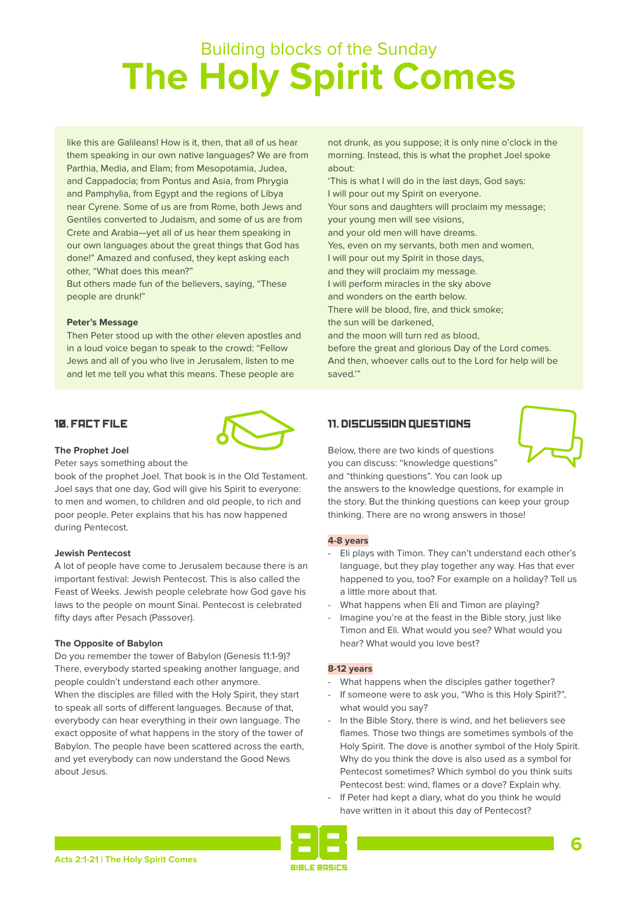Building blocks of the Sunday

# The Holy Spirit Comes

like this are Galileans! How is it, then, that all of us hear them speaking in our own native languages? We are from Parthia, Media, and Elam; from Mesopotamia, Judea, and Cappadocia; from Pontus and Asia, from Phrygia and Pamphylia, from Egypt and the regions of Libya near Cyrene. Some of us are from Rome, both Jews and Gentiles converted to Judaism, and some of us are from Crete and Arabia—yet all of us hear them speaking in our own languages about the great things that God has done!" Amazed and confused, they kept asking each other, "What does this mean?"
But others made fun of the believers, saying, "These people are drunk!"

**Peter's Message**

Then Peter stood up with the other eleven apostles and in a loud voice began to speak to the crowd: "Fellow Jews and all of you who live in Jerusalem, listen to me and let me tell you what this means. These people are not drunk, as you suppose; it is only nine o'clock in the morning. Instead, this is what the prophet Joel spoke about:
'This is what I will do in the last days, God says:
I will pour out my Spirit on everyone.
Your sons and daughters will proclaim my message;
your young men will see visions,
and your old men will have dreams.
Yes, even on my servants, both men and women,
I will pour out my Spirit in those days,
and they will proclaim my message.
I will perform miracles in the sky above
and wonders on the earth below.
There will be blood, fire, and thick smoke;
the sun will be darkened,
and the moon will turn red as blood,
before the great and glorious Day of the Lord comes.
And then, whoever calls out to the Lord for help will be saved.'"

## 10. FACT FILE

**The Prophet Joel**

Peter says something about the book of the prophet Joel. That book is in the Old Testament. Joel says that one day, God will give his Spirit to everyone: to men and women, to children and old people, to rich and poor people. Peter explains that his has now happened during Pentecost.

**Jewish Pentecost**

A lot of people have come to Jerusalem because there is an important festival: Jewish Pentecost. This is also called the Feast of Weeks. Jewish people celebrate how God gave his laws to the people on mount Sinai. Pentecost is celebrated fifty days after Pesach (Passover).

**The Opposite of Babylon**

Do you remember the tower of Babylon (Genesis 11:1-9)? There, everybody started speaking another language, and people couldn't understand each other anymore.
When the disciples are filled with the Holy Spirit, they start to speak all sorts of different languages. Because of that, everybody can hear everything in their own language. The exact opposite of what happens in the story of the tower of Babylon. The people have been scattered across the earth, and yet everybody can now understand the Good News about Jesus.

## 11. DISCUSSION QUESTIONS

Below, there are two kinds of questions you can discuss: "knowledge questions" and "thinking questions". You can look up the answers to the knowledge questions, for example in the story. But the thinking questions can keep your group thinking. There are no wrong answers in those!

**4-8 years**

- Eli plays with Timon. They can't understand each other's language, but they play together any way. Has that ever happened to you, too? For example on a holiday? Tell us a little more about that.
- What happens when Eli and Timon are playing?
- Imagine you're at the feast in the Bible story, just like Timon and Eli. What would you see? What would you hear? What would you love best?

**8-12 years**

- What happens when the disciples gather together?
- If someone were to ask you, "Who is this Holy Spirit?", what would you say?
- In the Bible Story, there is wind, and het believers see flames. Those two things are sometimes symbols of the Holy Spirit. The dove is another symbol of the Holy Spirit. Why do you think the dove is also used as a symbol for Pentecost sometimes? Which symbol do you think suits Pentecost best: wind, flames or a dove? Explain why.
- If Peter had kept a diary, what do you think he would have written in it about this day of Pentecost?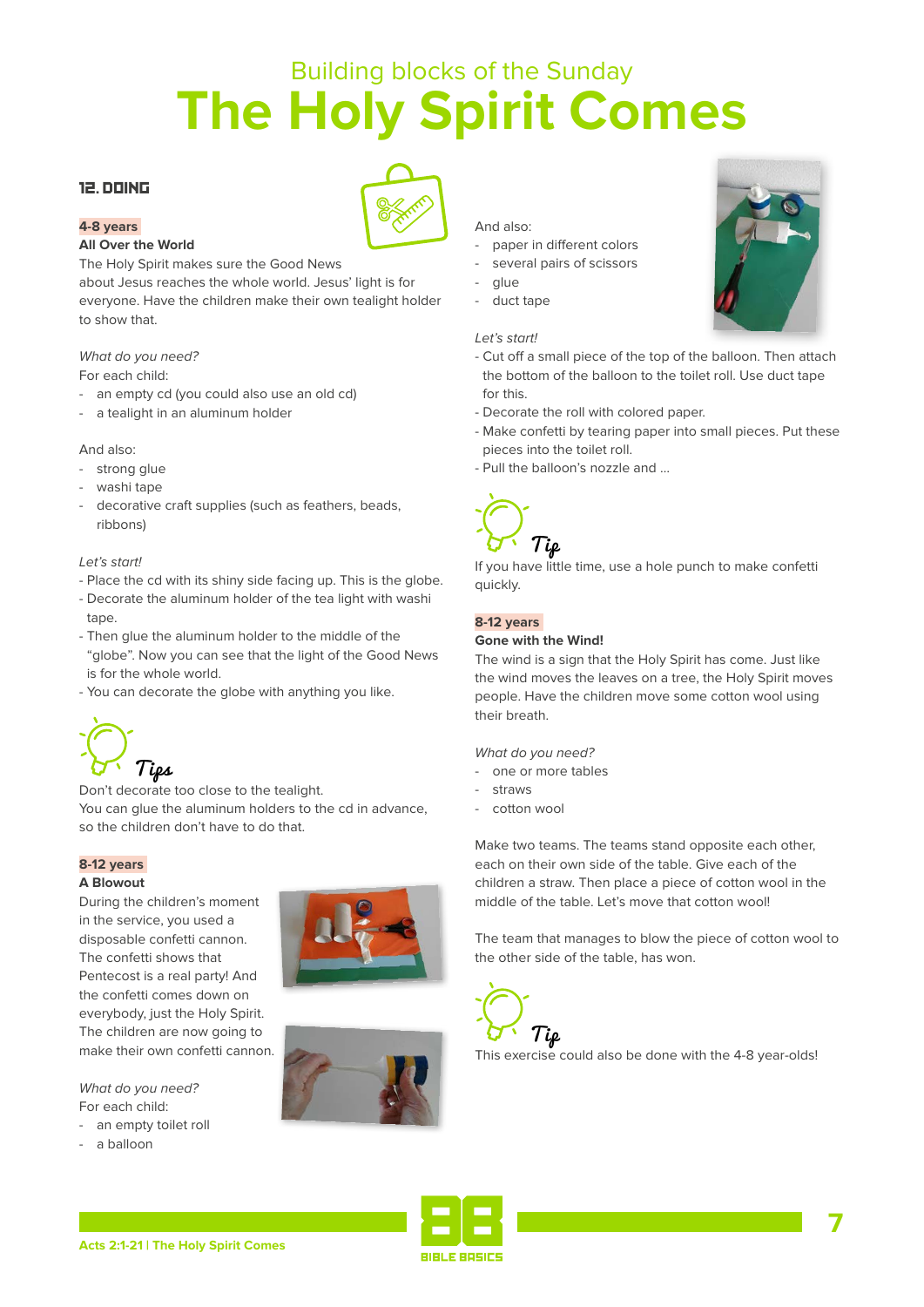Building blocks of the Sunday

# The Holy Spirit Comes

## 12. DOING

### 4-8 years

**All Over the World**

The Holy Spirit makes sure the Good News about Jesus reaches the whole world. Jesus' light is for everyone. Have the children make their own tealight holder to show that.

*What do you need?*

For each child:

- an empty cd (you could also use an old cd)
- a tealight in an aluminum holder

And also:

- strong glue
- washi tape
- decorative craft supplies (such as feathers, beads, ribbons)

*Let's start!*

- Place the cd with its shiny side facing up. This is the globe.
- Decorate the aluminum holder of the tea light with washi tape.
- Then glue the aluminum holder to the middle of the "globe". Now you can see that the light of the Good News is for the whole world.
- You can decorate the globe with anything you like.

**Tips**

Don't decorate too close to the tealight.
You can glue the aluminum holders to the cd in advance, so the children don't have to do that.

### 8-12 years

**A Blowout**

During the children's moment in the service, you used a disposable confetti cannon. The confetti shows that Pentecost is a real party! And the confetti comes down on everybody, just the Holy Spirit. The children are now going to make their own confetti cannon.

*What do you need?*

For each child:

- an empty toilet roll
- a balloon

And also:

- paper in different colors
- several pairs of scissors
- glue
- duct tape

*Let's start!*

- Cut off a small piece of the top of the balloon. Then attach the bottom of the balloon to the toilet roll. Use duct tape for this.
- Decorate the roll with colored paper.
- Make confetti by tearing paper into small pieces. Put these pieces into the toilet roll.
- Pull the balloon's nozzle and ...

**Tip**

If you have little time, use a hole punch to make confetti quickly.

### 8-12 years

**Gone with the Wind!**

The wind is a sign that the Holy Spirit has come. Just like the wind moves the leaves on a tree, the Holy Spirit moves people. Have the children move some cotton wool using their breath.

*What do you need?*

- one or more tables
- straws
- cotton wool

Make two teams. The teams stand opposite each other, each on their own side of the table. Give each of the children a straw. Then place a piece of cotton wool in the middle of the table. Let's move that cotton wool!

The team that manages to blow the piece of cotton wool to the other side of the table, has won.

**Tip**

This exercise could also be done with the 4-8 year-olds!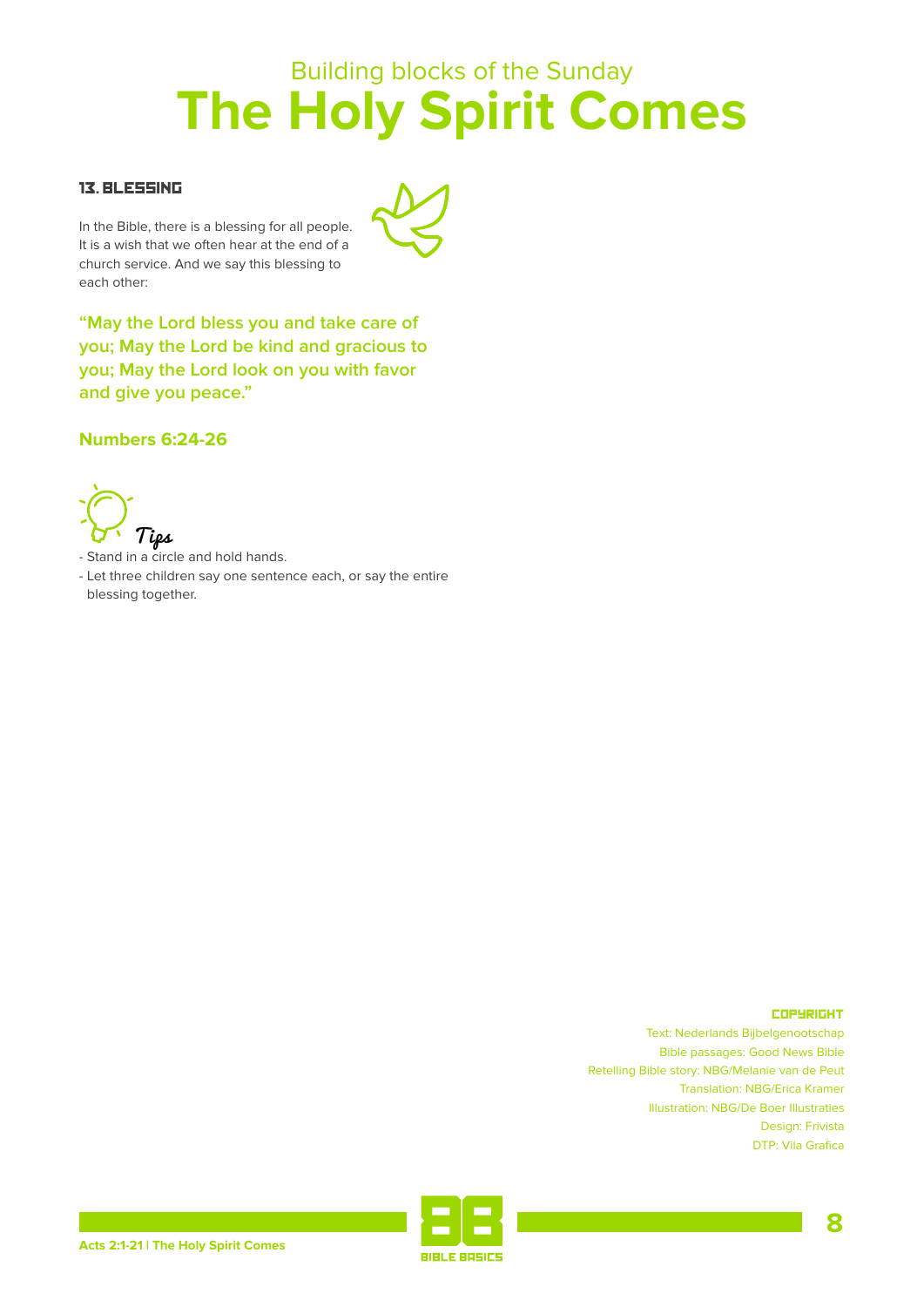Building blocks of the Sunday

# The Holy Spirit Comes

### 13. BLESSING

In the Bible, there is a blessing for all people. It is a wish that we often hear at the end of a church service. And we say this blessing to each other:

**"May the Lord bless you and take care of you; May the Lord be kind and gracious to you; May the Lord look on you with favor and give you peace."**

**Numbers 6:24-26**

*Tips*

- Stand in a circle and hold hands.
- Let three children say one sentence each, or say the entire blessing together.

**COPYRIGHT**

Text: Nederlands Bijbelgenootschap
Bible passages: Good News Bible
Retelling Bible story: NBG/Melanie van de Peut
Translation: NBG/Erica Kramer
Illustration: NBG/De Boer Illustraties
Design: Frivista
DTP: Vila Grafica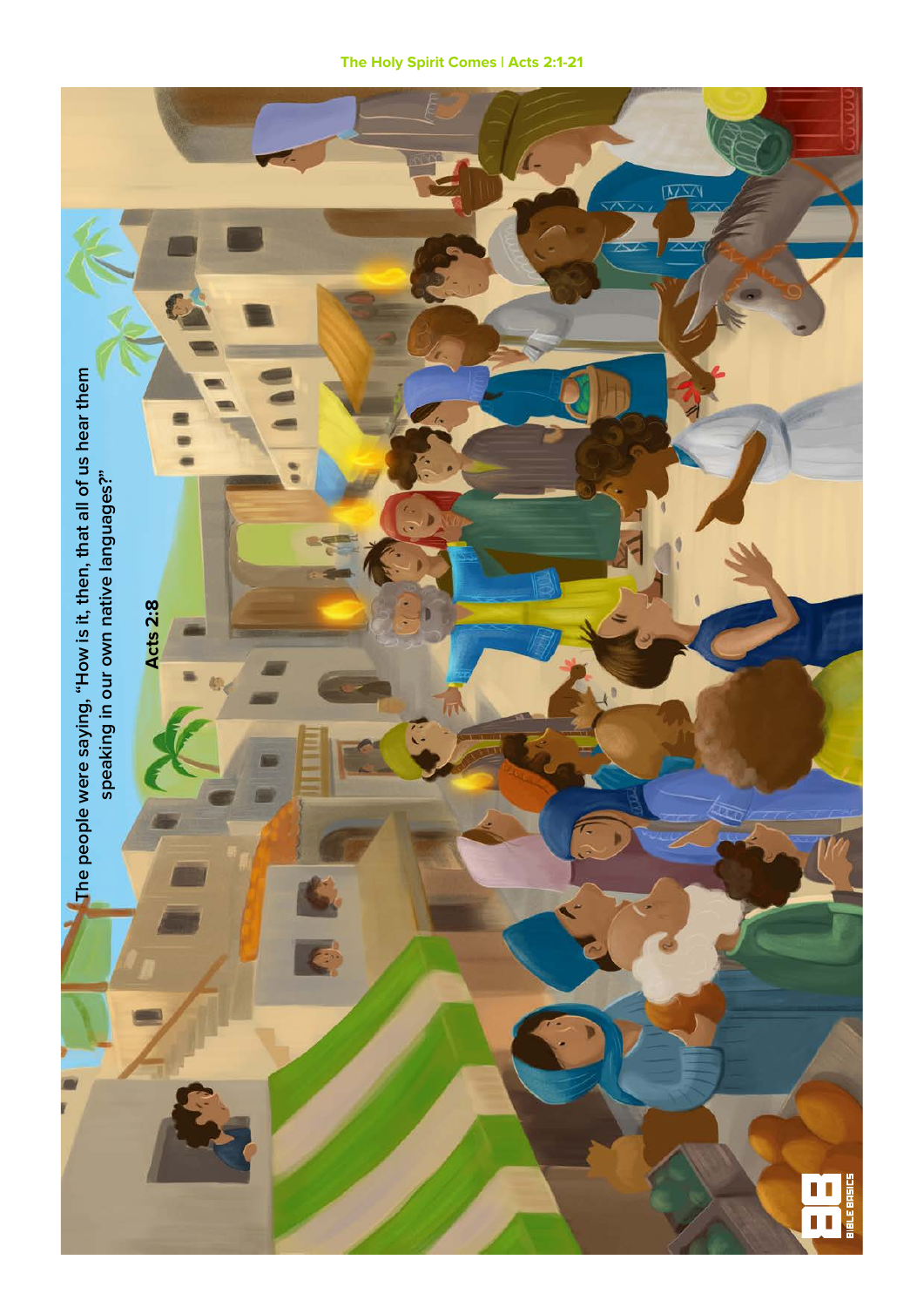The Holy Spirit Comes | Acts 2:1-21

The people were saying, "How is it, then, that all of us hear them speaking in our own native languages?"

**Acts 2:8**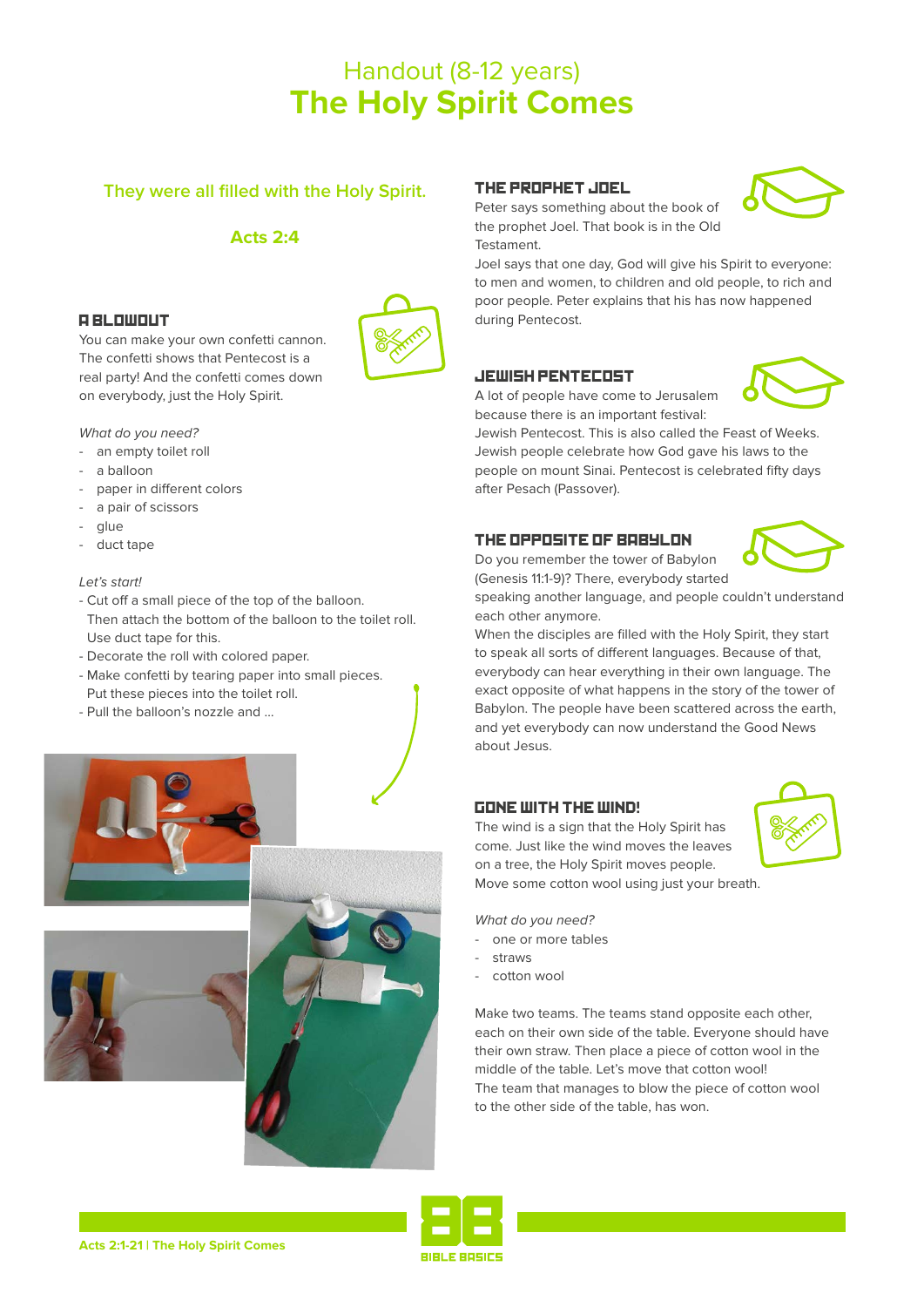# Handout (8-12 years)
# The Holy Spirit Comes

They were all filled with the Holy Spirit.

Acts 2:4

## A BLOWOUT

You can make your own confetti cannon. The confetti shows that Pentecost is a real party! And the confetti comes down on everybody, just the Holy Spirit.

*What do you need?*

- an empty toilet roll
- a balloon
- paper in different colors
- a pair of scissors
- glue
- duct tape

*Let's start!*

- Cut off a small piece of the top of the balloon. Then attach the bottom of the balloon to the toilet roll. Use duct tape for this.
- Decorate the roll with colored paper.
- Make confetti by tearing paper into small pieces. Put these pieces into the toilet roll.
- Pull the balloon's nozzle and ...

## THE PROPHET JOEL

Peter says something about the book of the prophet Joel. That book is in the Old Testament.

Joel says that one day, God will give his Spirit to everyone: to men and women, to children and old people, to rich and poor people. Peter explains that his has now happened during Pentecost.

## JEWISH PENTECOST

A lot of people have come to Jerusalem because there is an important festival: Jewish Pentecost. This is also called the Feast of Weeks. Jewish people celebrate how God gave his laws to the people on mount Sinai. Pentecost is celebrated fifty days after Pesach (Passover).

## THE OPPOSITE OF BABYLON

Do you remember the tower of Babylon (Genesis 11:1-9)? There, everybody started speaking another language, and people couldn't understand each other anymore.

When the disciples are filled with the Holy Spirit, they start to speak all sorts of different languages. Because of that, everybody can hear everything in their own language. The exact opposite of what happens in the story of the tower of Babylon. The people have been scattered across the earth, and yet everybody can now understand the Good News about Jesus.

## GONE WITH THE WIND!

The wind is a sign that the Holy Spirit has come. Just like the wind moves the leaves on a tree, the Holy Spirit moves people.

Move some cotton wool using just your breath.

*What do you need?*

- one or more tables
- straws
- cotton wool

Make two teams. The teams stand opposite each other, each on their own side of the table. Everyone should have their own straw. Then place a piece of cotton wool in the middle of the table. Let's move that cotton wool!

The team that manages to blow the piece of cotton wool to the other side of the table, has won.